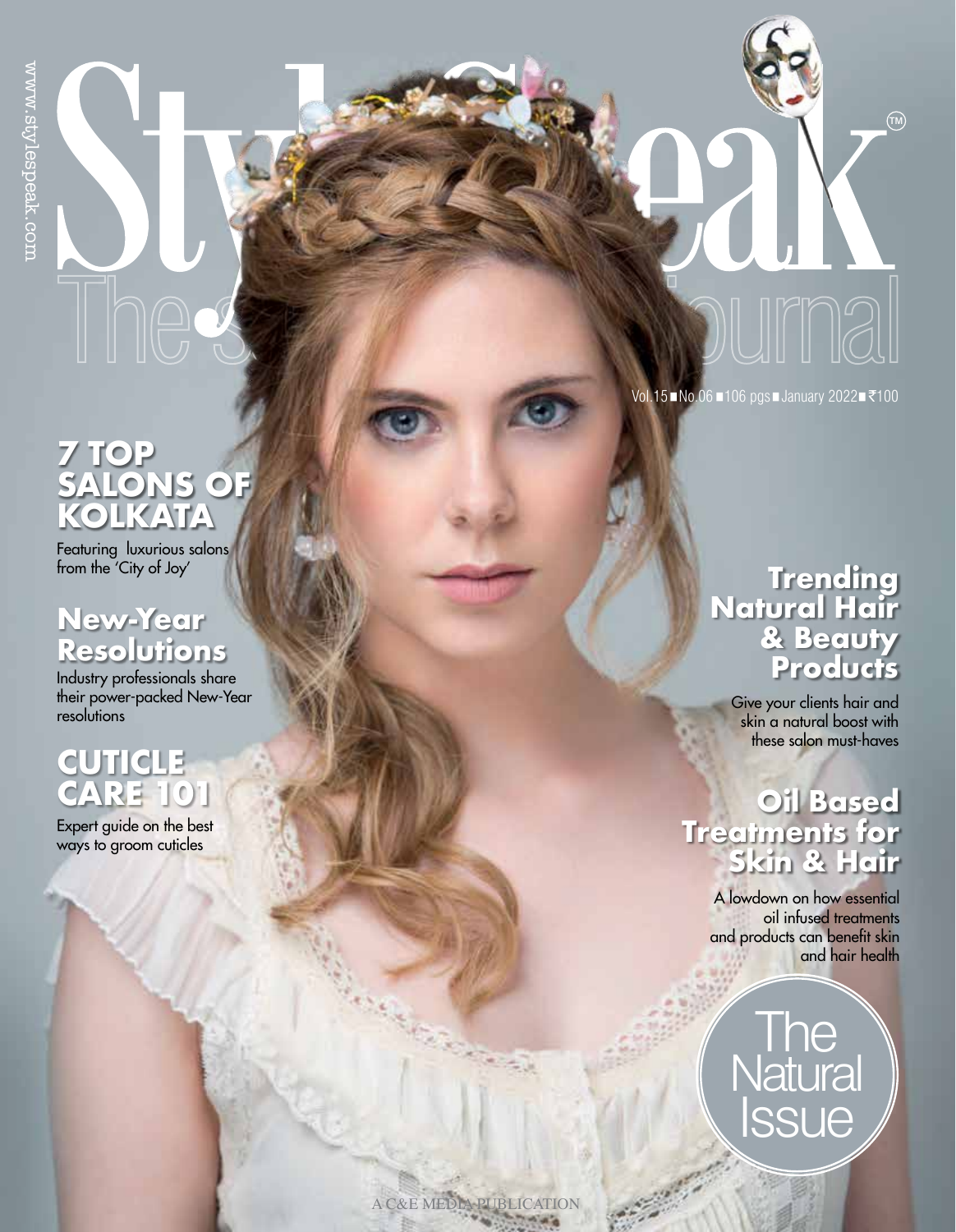# StyleSpeak

The Salon Journal

www.stylespeak.com

Vol.15 ■ No.06 ■ 106 pgs ■ January 2022 ■ ₹100

## 7 TOP SALONS OF KOLKATA

Featuring luxurious salons from the 'City of Joy'

## New-Year Resolutions

Industry professionals share their power-packed New-Year resolutions

## CUTICLE CARE 101

Expert guide on the best ways to groom cuticles

## Trending Natural Hair & Beauty Products

Give your clients hair and skin a natural boost with these salon must-haves

## Oil Based Treatments for Skin & Hair

A lowdown on how essential oil infused treatments and products can benefit skin and hair health

The Natural Issue

A C&E MEDIA PUBLICATION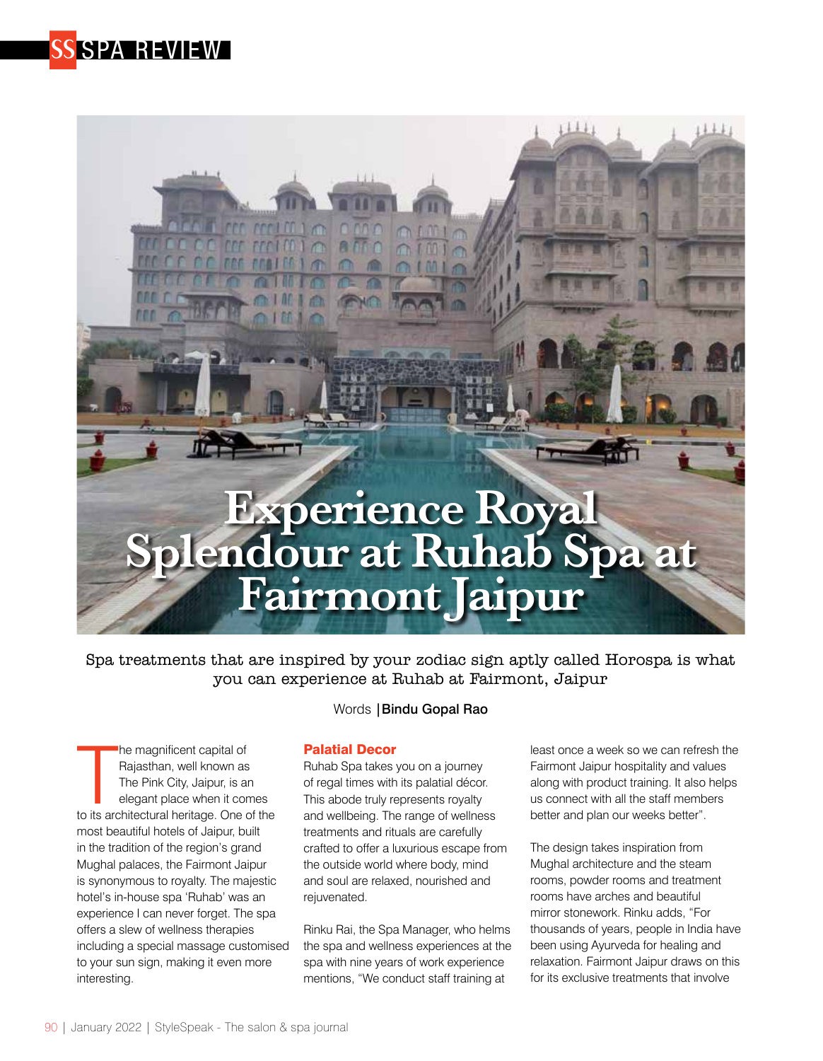# Experience Royal Splendour at Ruhab Spa at Fairmont Jaipur

Spa treatments that are inspired by your zodiac sign aptly called Horospa is what you can experience at Ruhab at Fairmont, Jaipur

Words | **Bindu Gopal Rao**

The magnificent capital of Rajasthan, well known as The Pink City, Jaipur, is an elegant place when it comes to its architectural heritage. One of the most beautiful hotels of Jaipur, built in the tradition of the region's grand Mughal palaces, the Fairmont Jaipur is synonymous to royalty. The majestic hotel's in-house spa 'Ruhab' was an experience I can never forget. The spa offers a slew of wellness therapies including a special massage customised to your sun sign, making it even more interesting.

## Palatial Decor

Ruhab Spa takes you on a journey of regal times with its palatial décor. This abode truly represents royalty and wellbeing. The range of wellness treatments and rituals are carefully crafted to offer a luxurious escape from the outside world where body, mind and soul are relaxed, nourished and rejuvenated.

Rinku Rai, the Spa Manager, who helms the spa and wellness experiences at the spa with nine years of work experience mentions, "We conduct staff training at least once a week so we can refresh the Fairmont Jaipur hospitality and values along with product training. It also helps us connect with all the staff members better and plan our weeks better".

The design takes inspiration from Mughal architecture and the steam rooms, powder rooms and treatment rooms have arches and beautiful mirror stonework. Rinku adds, "For thousands of years, people in India have been using Ayurveda for healing and relaxation. Fairmont Jaipur draws on this for its exclusive treatments that involve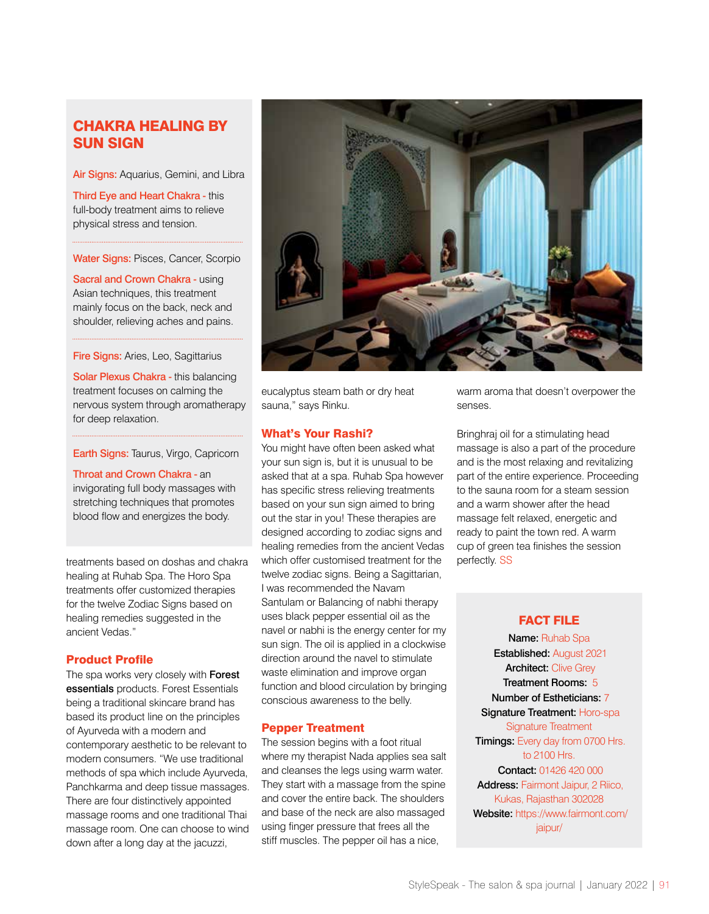## CHAKRA HEALING BY SUN SIGN

**Air Signs:** Aquarius, Gemini, and Libra

**Third Eye and Heart Chakra** - this full-body treatment aims to relieve physical stress and tension.

**Water Signs:** Pisces, Cancer, Scorpio

**Sacral and Crown Chakra** - using Asian techniques, this treatment mainly focus on the back, neck and shoulder, relieving aches and pains.

**Fire Signs:** Aries, Leo, Sagittarius

**Solar Plexus Chakra** - this balancing treatment focuses on calming the nervous system through aromatherapy for deep relaxation.

**Earth Signs:** Taurus, Virgo, Capricorn

**Throat and Crown Chakra** - an invigorating full body massages with stretching techniques that promotes blood flow and energizes the body.

---

treatments based on doshas and chakra healing at Ruhab Spa. The Horo Spa treatments offer customized therapies for the twelve Zodiac Signs based on healing remedies suggested in the ancient Vedas."

### Product Profile

The spa works very closely with **Forest essentials** products. Forest Essentials being a traditional skincare brand has based its product line on the principles of Ayurveda with a modern and contemporary aesthetic to be relevant to modern consumers. "We use traditional methods of spa which include Ayurveda, Panchkarma and deep tissue massages. There are four distinctively appointed massage rooms and one traditional Thai massage room. One can choose to wind down after a long day at the jacuzzi, eucalyptus steam bath or dry heat sauna," says Rinku.

### What's Your Rashi?

You might have often been asked what your sun sign is, but it is unusual to be asked that at a spa. Ruhab Spa however has specific stress relieving treatments based on your sun sign aimed to bring out the star in you! These therapies are designed according to zodiac signs and healing remedies from the ancient Vedas which offer customised treatment for the twelve zodiac signs. Being a Sagittarian, I was recommended the Navam Santulam or Balancing of nabhi therapy uses black pepper essential oil as the navel or nabhi is the energy center for my sun sign. The oil is applied in a clockwise direction around the navel to stimulate waste elimination and improve organ function and blood circulation by bringing conscious awareness to the belly.

### Pepper Treatment

The session begins with a foot ritual where my therapist Nada applies sea salt and cleanses the legs using warm water. They start with a massage from the spine and cover the entire back. The shoulders and base of the neck are also massaged using finger pressure that frees all the stiff muscles. The pepper oil has a nice, warm aroma that doesn't overpower the senses.

Bringhraj oil for a stimulating head massage is also a part of the procedure and is the most relaxing and revitalizing part of the entire experience. Proceeding to the sauna room for a steam session and a warm shower after the head massage felt relaxed, energetic and ready to paint the town red. A warm cup of green tea finishes the session perfectly. SS

## FACT FILE

**Name:** Ruhab Spa
**Established:** August 2021
**Architect:** Clive Grey
**Treatment Rooms:** 5
**Number of Estheticians:** 7
**Signature Treatment:** Horo-spa Signature Treatment
**Timings:** Every day from 0700 Hrs. to 2100 Hrs.
**Contact:** 01426 420 000
**Address:** Fairmont Jaipur, 2 Riico, Kukas, Rajasthan 302028
**Website:** https://www.fairmont.com/jaipur/